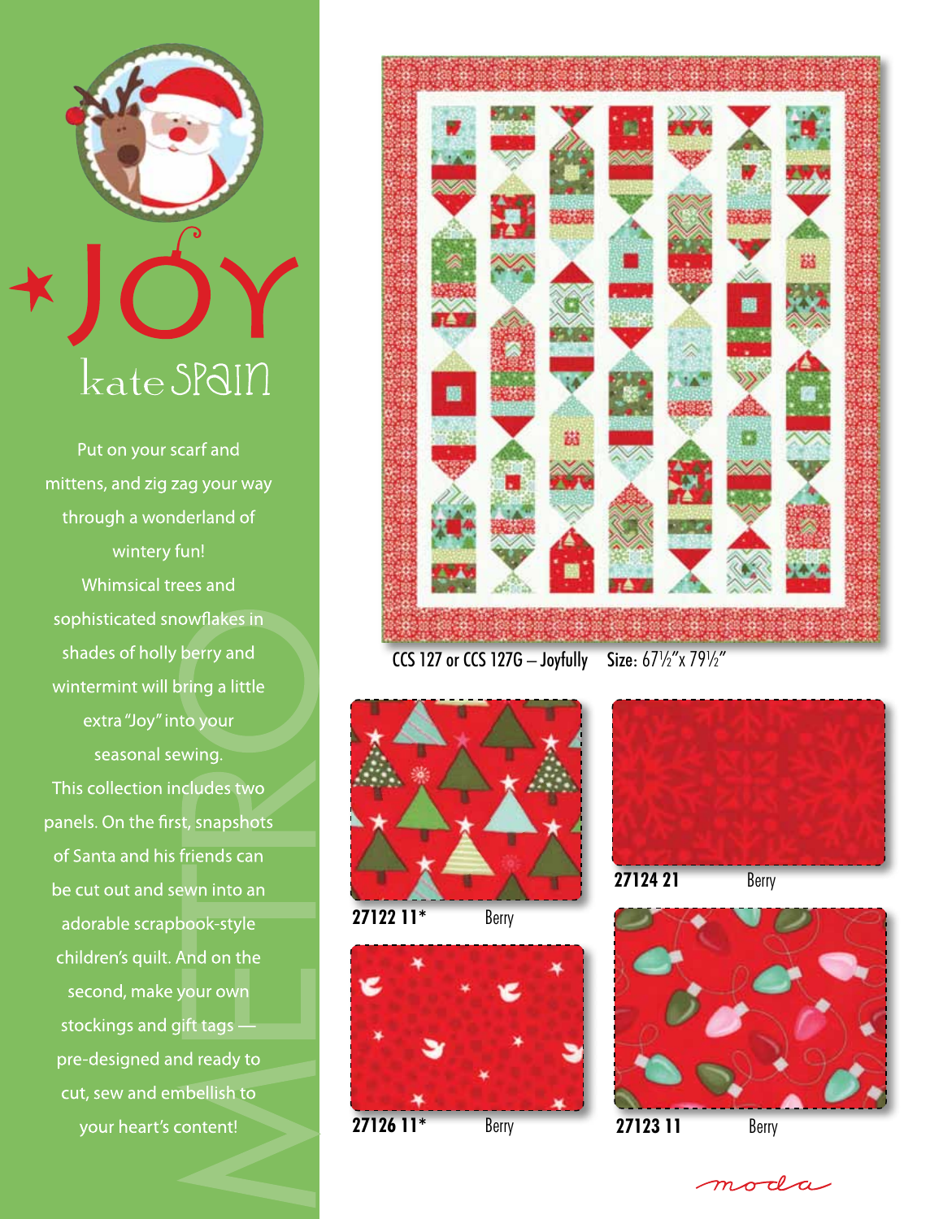# JOY

kate spain

Put on your scarf and mittens, and zig zag your way through a wonderland of wintery fun! Whimsical trees and sophisticated snowflakes in shades of holly berry and wintermint will bring a little extra "Joy" into your seasonal sewing. This collection includes two panels. On the first, snapshots of Santa and his friends can be cut out and sewn into an adorable scrapbook-style children's quilt. And on the second, make your own stockings and gift tags — pre-designed and ready to cut, sew and embellish to your heart's content!

CCS 127 or CCS 127G – Joyfully Size: 67½"x 79½"

**27122 11*** Berry

**27124 21** Berry

**27126 11*** Berry

**27123 11** Berry

moda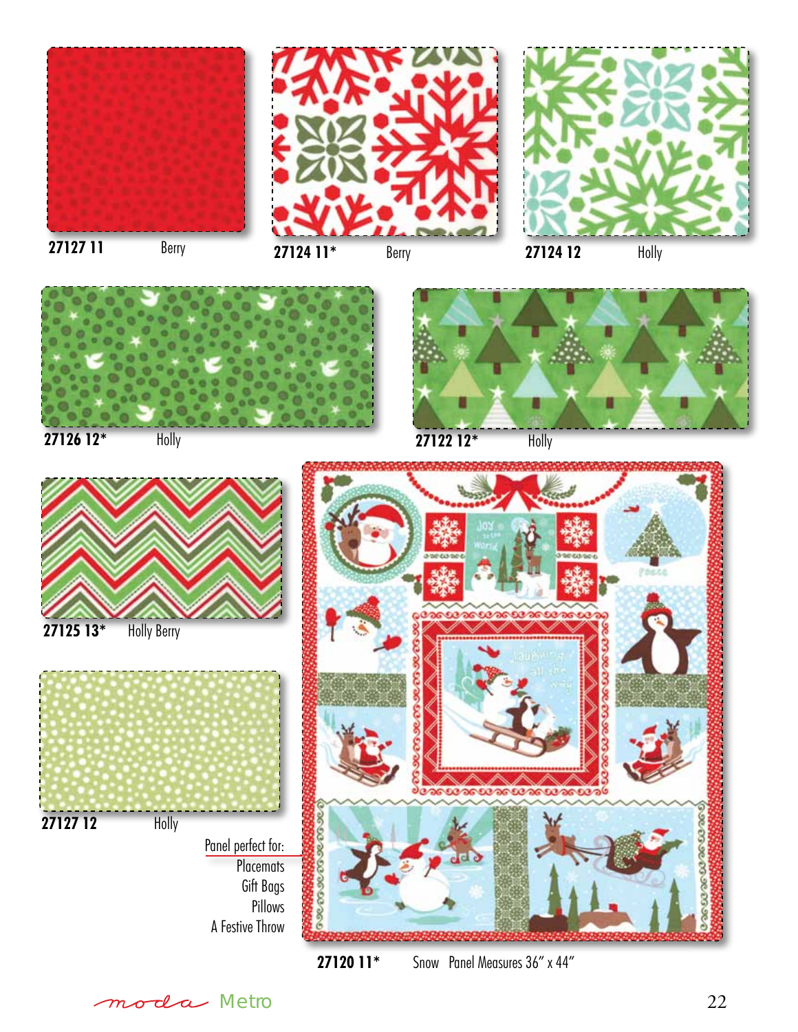27127 11 Berry

27124 11* Berry

27124 12 Holly

27126 12* Holly

27122 12* Holly

27125 13* Holly Berry

27127 12 Holly

Panel perfect for:
Placemats
Gift Bags
Pillows
A Festive Throw

27120 11* Snow Panel Measures 36" x 44"

moda Metro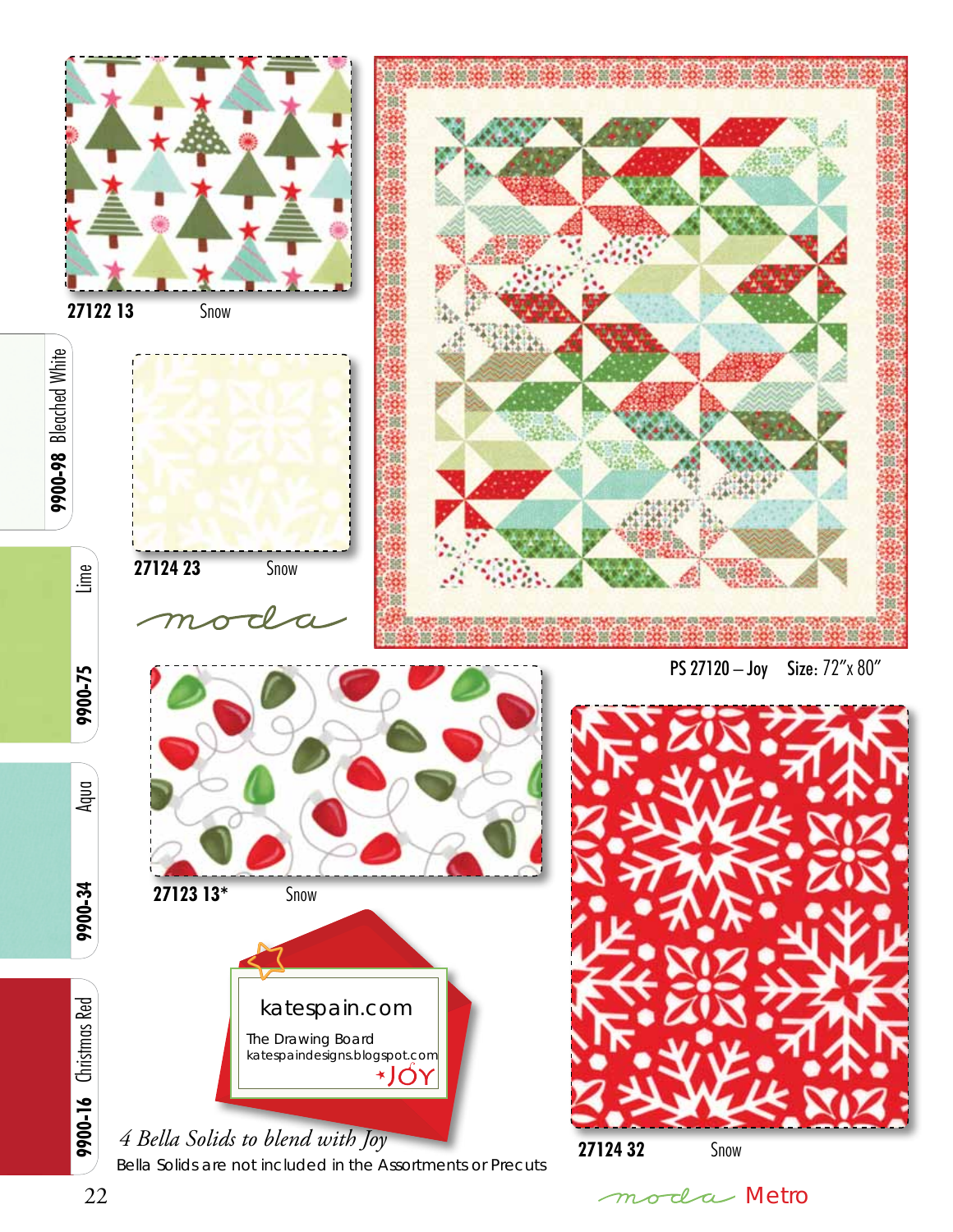27122 13 Snow

27124 23 Snow

moda

PS 27120 – Joy Size: 72"x 80"

27123 13* Snow

katespain.com

The Drawing Board
katespaindesigns.blogspot.com

JOY

27124 32 Snow

9900-98 Bleached White

9900-75 Lime

9900-34 Aqua

9900-16 Christmas Red

*4 Bella Solids to blend with Joy*

Bella Solids are not included in the Assortments or Precuts

moda Metro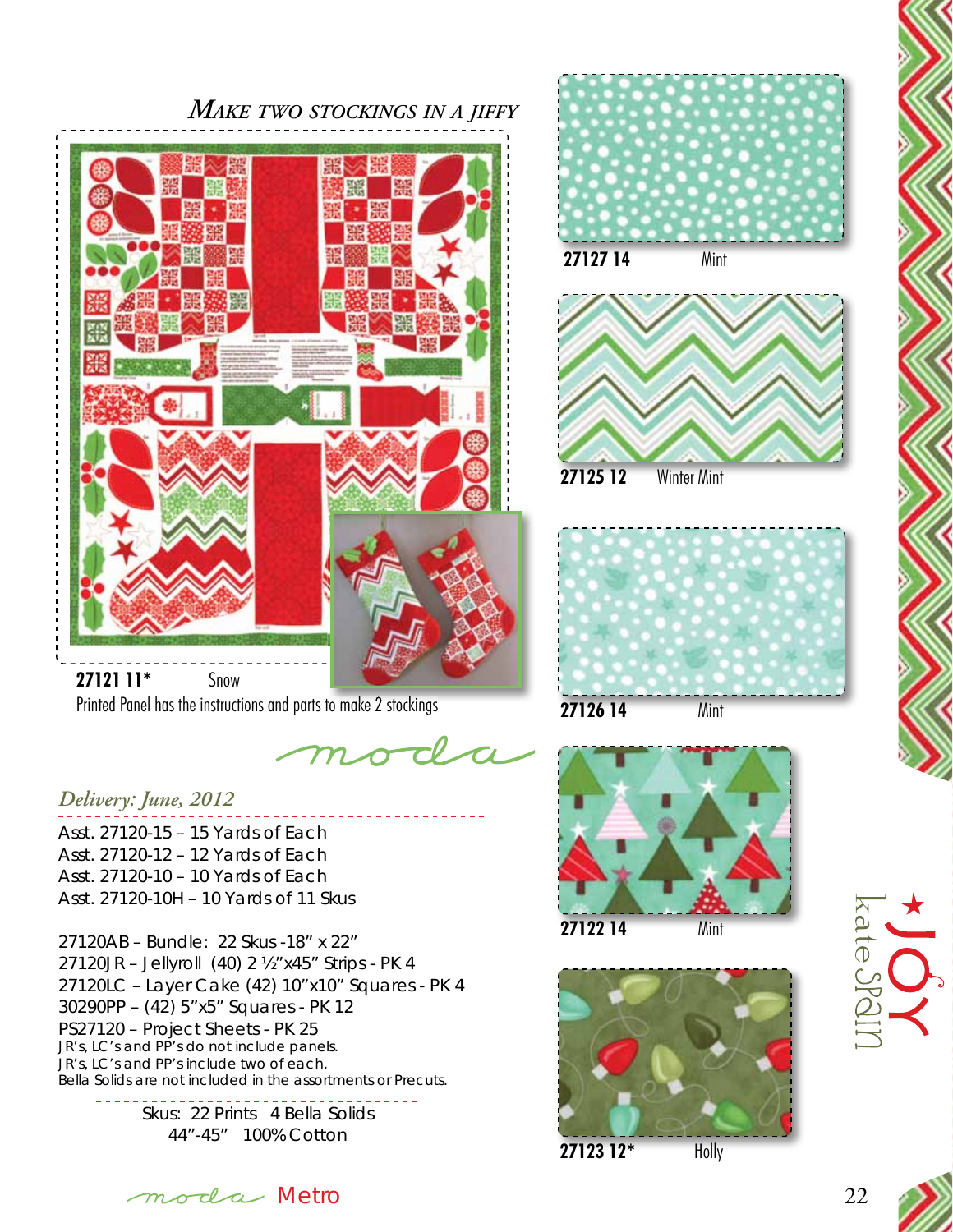*MAKE TWO STOCKINGS IN A JIFFY*

**27121 11*** Snow

Printed Panel has the instructions and parts to make 2 stockings

**27127 14** Mint

**27125 12** Winter Mint

**27126 14** Mint

**27122 14** Mint

**27123 12*** Holly

moda

*Delivery: June, 2012*

Asst. 27120-15 – 15 Yards of Each
Asst. 27120-12 – 12 Yards of Each
Asst. 27120-10 – 10 Yards of Each
Asst. 27120-10H – 10 Yards of 11 Skus

27120AB – Bundle: 22 Skus -18" x 22"
27120JR – Jellyroll (40) 2 ½"x45" Strips - PK 4
27120LC – Layer Cake (42) 10"x10" Squares - PK 4
30290PP – (42) 5"x5" Squares - PK 12
PS27120 – Project Sheets - PK 25
JR's, LC's and PP's do not include panels.
JR's, LC's and PP's include two of each.
Bella Solids are not included in the assortments or Precuts.

Skus: 22 Prints 4 Bella Solids
44"-45" 100% Cotton

moda Metro

★JOY
kate spain